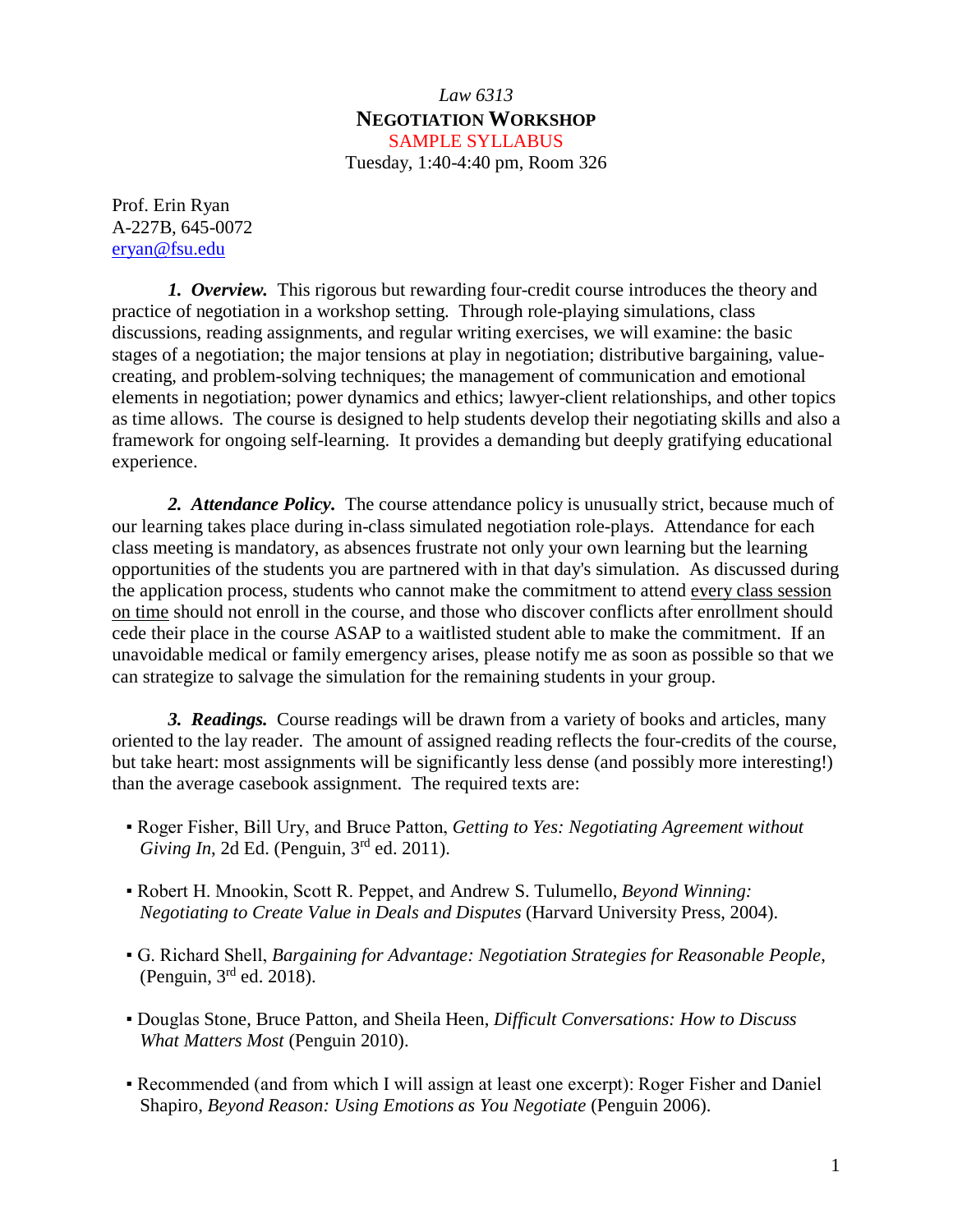*Law 6313*

**NEGOTIATION WORKSHOP**

SAMPLE SYLLABUS

Tuesday, 1:40-4:40 pm, Room 326

Prof. Erin Ryan
A-227B, 645-0072
eryan@fsu.edu

***1. Overview.*** This rigorous but rewarding four-credit course introduces the theory and practice of negotiation in a workshop setting. Through role-playing simulations, class discussions, reading assignments, and regular writing exercises, we will examine: the basic stages of a negotiation; the major tensions at play in negotiation; distributive bargaining, value-creating, and problem-solving techniques; the management of communication and emotional elements in negotiation; power dynamics and ethics; lawyer-client relationships, and other topics as time allows. The course is designed to help students develop their negotiating skills and also a framework for ongoing self-learning. It provides a demanding but deeply gratifying educational experience.

***2. Attendance Policy.*** The course attendance policy is unusually strict, because much of our learning takes place during in-class simulated negotiation role-plays. Attendance for each class meeting is mandatory, as absences frustrate not only your own learning but the learning opportunities of the students you are partnered with in that day's simulation. As discussed during the application process, students who cannot make the commitment to attend <u>every class session on time</u> should not enroll in the course, and those who discover conflicts after enrollment should cede their place in the course ASAP to a waitlisted student able to make the commitment. If an unavoidable medical or family emergency arises, please notify me as soon as possible so that we can strategize to salvage the simulation for the remaining students in your group.

***3. Readings.*** Course readings will be drawn from a variety of books and articles, many oriented to the lay reader. The amount of assigned reading reflects the four-credits of the course, but take heart: most assignments will be significantly less dense (and possibly more interesting!) than the average casebook assignment. The required texts are:

- Roger Fisher, Bill Ury, and Bruce Patton, *Getting to Yes: Negotiating Agreement without Giving In*, 2d Ed. (Penguin, 3rd ed. 2011).
- Robert H. Mnookin, Scott R. Peppet, and Andrew S. Tulumello, *Beyond Winning: Negotiating to Create Value in Deals and Disputes* (Harvard University Press, 2004).
- G. Richard Shell, *Bargaining for Advantage: Negotiation Strategies for Reasonable People*, (Penguin, 3rd ed. 2018).
- Douglas Stone, Bruce Patton, and Sheila Heen, *Difficult Conversations: How to Discuss What Matters Most* (Penguin 2010).
- Recommended (and from which I will assign at least one excerpt): Roger Fisher and Daniel Shapiro, *Beyond Reason: Using Emotions as You Negotiate* (Penguin 2006).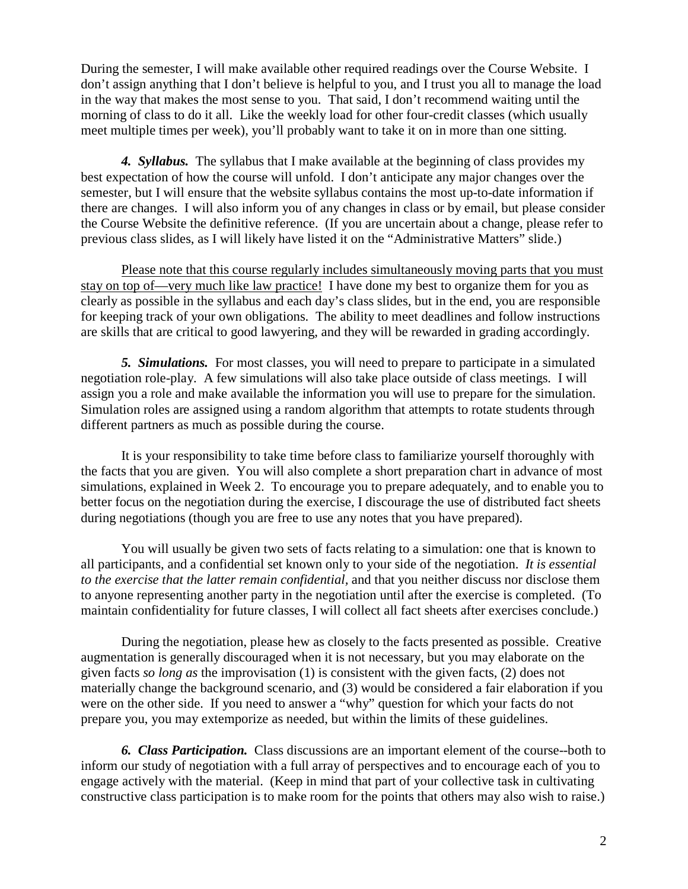During the semester, I will make available other required readings over the Course Website. I don't assign anything that I don't believe is helpful to you, and I trust you all to manage the load in the way that makes the most sense to you. That said, I don't recommend waiting until the morning of class to do it all. Like the weekly load for other four-credit classes (which usually meet multiple times per week), you'll probably want to take it on in more than one sitting.

***4. Syllabus.*** The syllabus that I make available at the beginning of class provides my best expectation of how the course will unfold. I don't anticipate any major changes over the semester, but I will ensure that the website syllabus contains the most up-to-date information if there are changes. I will also inform you of any changes in class or by email, but please consider the Course Website the definitive reference. (If you are uncertain about a change, please refer to previous class slides, as I will likely have listed it on the "Administrative Matters" slide.)

<u>Please note that this course regularly includes simultaneously moving parts that you must stay on top of—very much like law practice!</u> I have done my best to organize them for you as clearly as possible in the syllabus and each day's class slides, but in the end, you are responsible for keeping track of your own obligations. The ability to meet deadlines and follow instructions are skills that are critical to good lawyering, and they will be rewarded in grading accordingly.

***5. Simulations.*** For most classes, you will need to prepare to participate in a simulated negotiation role-play. A few simulations will also take place outside of class meetings. I will assign you a role and make available the information you will use to prepare for the simulation. Simulation roles are assigned using a random algorithm that attempts to rotate students through different partners as much as possible during the course.

It is your responsibility to take time before class to familiarize yourself thoroughly with the facts that you are given. You will also complete a short preparation chart in advance of most simulations, explained in Week 2. To encourage you to prepare adequately, and to enable you to better focus on the negotiation during the exercise, I discourage the use of distributed fact sheets during negotiations (though you are free to use any notes that you have prepared).

You will usually be given two sets of facts relating to a simulation: one that is known to all participants, and a confidential set known only to your side of the negotiation. *It is essential to the exercise that the latter remain confidential,* and that you neither discuss nor disclose them to anyone representing another party in the negotiation until after the exercise is completed. (To maintain confidentiality for future classes, I will collect all fact sheets after exercises conclude.)

During the negotiation, please hew as closely to the facts presented as possible. Creative augmentation is generally discouraged when it is not necessary, but you may elaborate on the given facts *so long as* the improvisation (1) is consistent with the given facts, (2) does not materially change the background scenario, and (3) would be considered a fair elaboration if you were on the other side. If you need to answer a "why" question for which your facts do not prepare you, you may extemporize as needed, but within the limits of these guidelines.

***6. Class Participation.*** Class discussions are an important element of the course--both to inform our study of negotiation with a full array of perspectives and to encourage each of you to engage actively with the material. (Keep in mind that part of your collective task in cultivating constructive class participation is to make room for the points that others may also wish to raise.)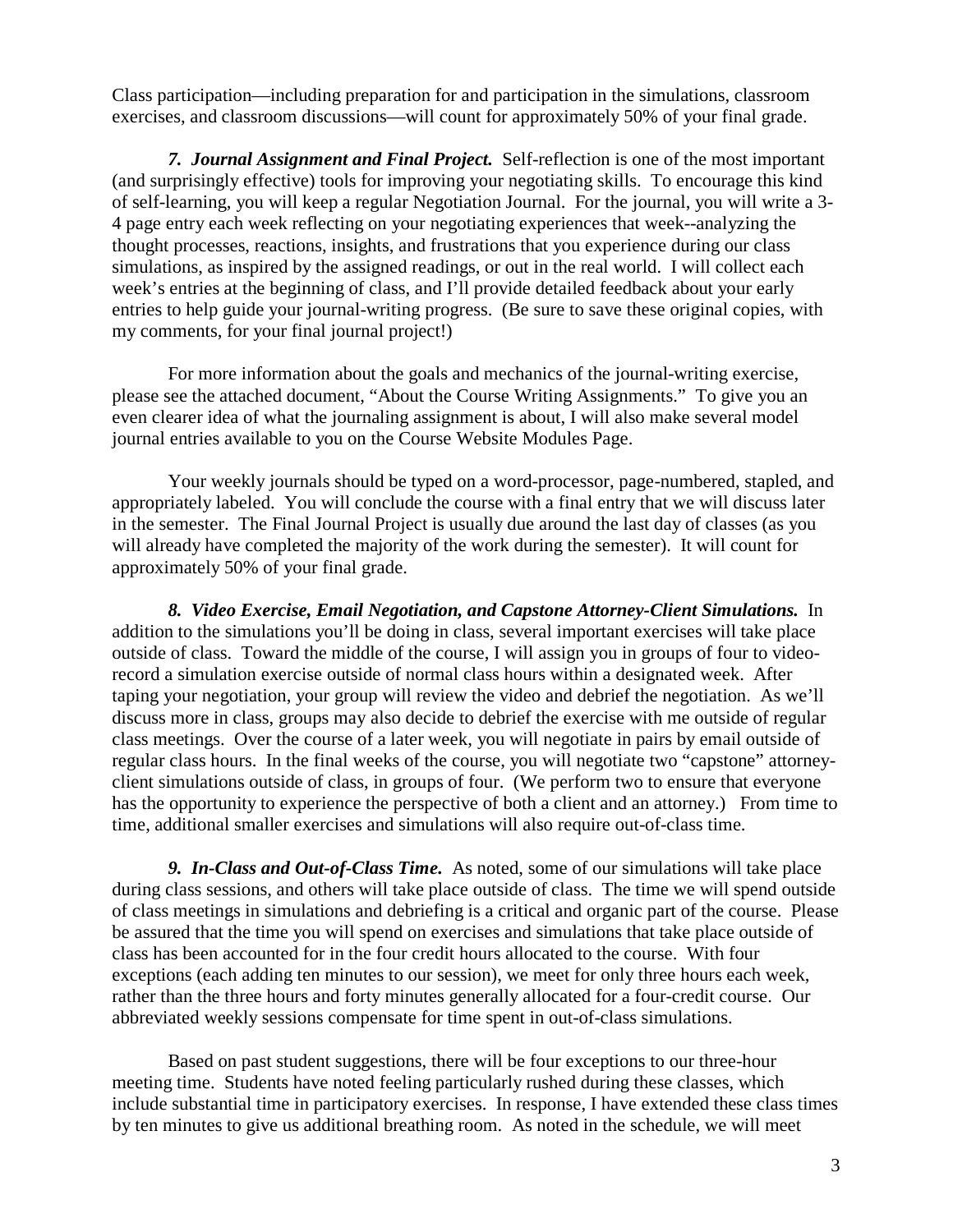Class participation—including preparation for and participation in the simulations, classroom exercises, and classroom discussions—will count for approximately 50% of your final grade.

***7. Journal Assignment and Final Project.*** Self-reflection is one of the most important (and surprisingly effective) tools for improving your negotiating skills. To encourage this kind of self-learning, you will keep a regular Negotiation Journal. For the journal, you will write a 3-4 page entry each week reflecting on your negotiating experiences that week--analyzing the thought processes, reactions, insights, and frustrations that you experience during our class simulations, as inspired by the assigned readings, or out in the real world. I will collect each week's entries at the beginning of class, and I'll provide detailed feedback about your early entries to help guide your journal-writing progress. (Be sure to save these original copies, with my comments, for your final journal project!)

For more information about the goals and mechanics of the journal-writing exercise, please see the attached document, "About the Course Writing Assignments." To give you an even clearer idea of what the journaling assignment is about, I will also make several model journal entries available to you on the Course Website Modules Page.

Your weekly journals should be typed on a word-processor, page-numbered, stapled, and appropriately labeled. You will conclude the course with a final entry that we will discuss later in the semester. The Final Journal Project is usually due around the last day of classes (as you will already have completed the majority of the work during the semester). It will count for approximately 50% of your final grade.

***8. Video Exercise, Email Negotiation, and Capstone Attorney-Client Simulations.*** In addition to the simulations you'll be doing in class, several important exercises will take place outside of class. Toward the middle of the course, I will assign you in groups of four to video-record a simulation exercise outside of normal class hours within a designated week. After taping your negotiation, your group will review the video and debrief the negotiation. As we'll discuss more in class, groups may also decide to debrief the exercise with me outside of regular class meetings. Over the course of a later week, you will negotiate in pairs by email outside of regular class hours. In the final weeks of the course, you will negotiate two "capstone" attorney-client simulations outside of class, in groups of four. (We perform two to ensure that everyone has the opportunity to experience the perspective of both a client and an attorney.) From time to time, additional smaller exercises and simulations will also require out-of-class time.

***9. In-Class and Out-of-Class Time.*** As noted, some of our simulations will take place during class sessions, and others will take place outside of class. The time we will spend outside of class meetings in simulations and debriefing is a critical and organic part of the course. Please be assured that the time you will spend on exercises and simulations that take place outside of class has been accounted for in the four credit hours allocated to the course. With four exceptions (each adding ten minutes to our session), we meet for only three hours each week, rather than the three hours and forty minutes generally allocated for a four-credit course. Our abbreviated weekly sessions compensate for time spent in out-of-class simulations.

Based on past student suggestions, there will be four exceptions to our three-hour meeting time. Students have noted feeling particularly rushed during these classes, which include substantial time in participatory exercises. In response, I have extended these class times by ten minutes to give us additional breathing room. As noted in the schedule, we will meet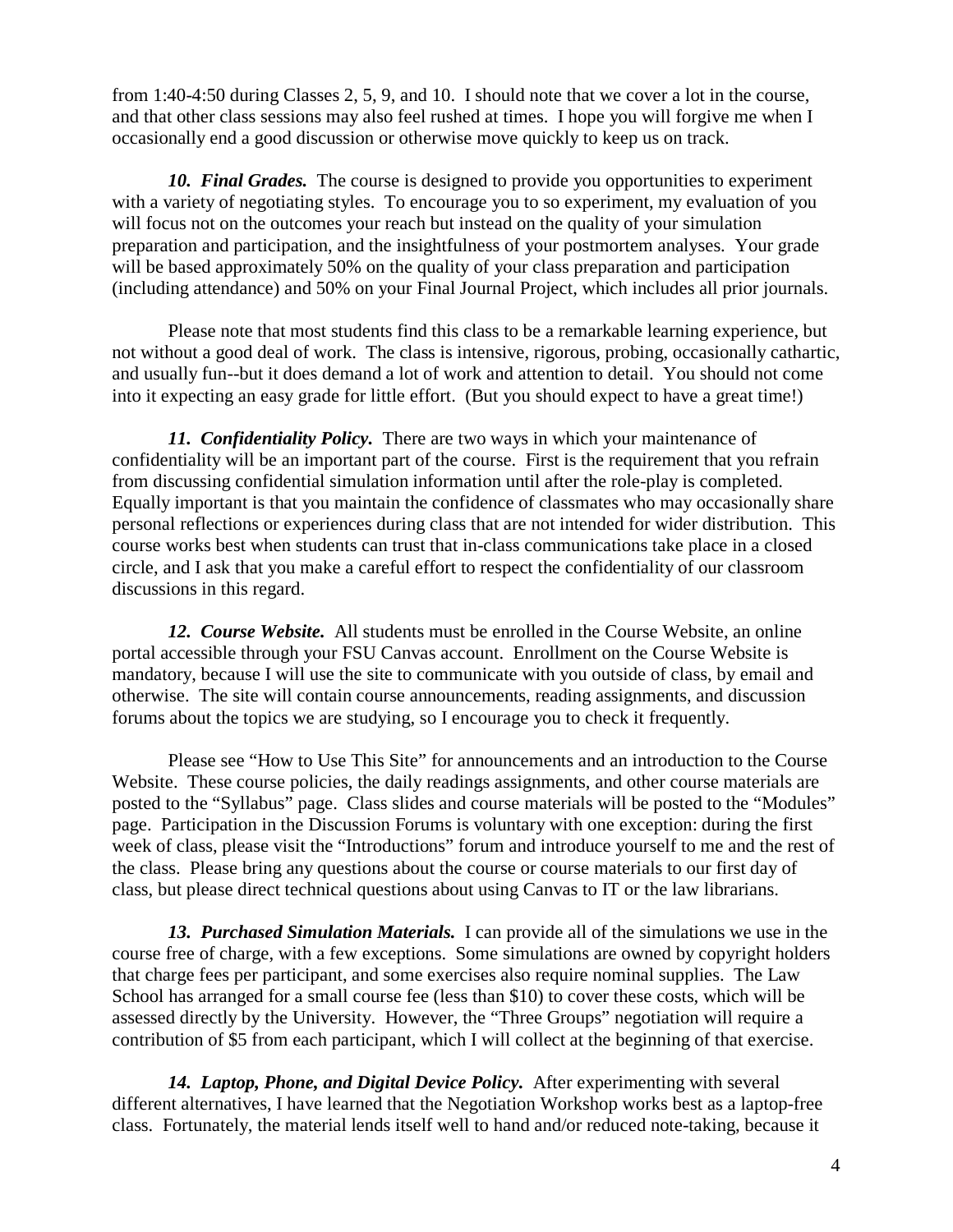from 1:40-4:50 during Classes 2, 5, 9, and 10. I should note that we cover a lot in the course, and that other class sessions may also feel rushed at times. I hope you will forgive me when I occasionally end a good discussion or otherwise move quickly to keep us on track.

***10. Final Grades.*** The course is designed to provide you opportunities to experiment with a variety of negotiating styles. To encourage you to so experiment, my evaluation of you will focus not on the outcomes your reach but instead on the quality of your simulation preparation and participation, and the insightfulness of your postmortem analyses. Your grade will be based approximately 50% on the quality of your class preparation and participation (including attendance) and 50% on your Final Journal Project, which includes all prior journals.

Please note that most students find this class to be a remarkable learning experience, but not without a good deal of work. The class is intensive, rigorous, probing, occasionally cathartic, and usually fun--but it does demand a lot of work and attention to detail. You should not come into it expecting an easy grade for little effort. (But you should expect to have a great time!)

***11. Confidentiality Policy.*** There are two ways in which your maintenance of confidentiality will be an important part of the course. First is the requirement that you refrain from discussing confidential simulation information until after the role-play is completed. Equally important is that you maintain the confidence of classmates who may occasionally share personal reflections or experiences during class that are not intended for wider distribution. This course works best when students can trust that in-class communications take place in a closed circle, and I ask that you make a careful effort to respect the confidentiality of our classroom discussions in this regard.

***12. Course Website.*** All students must be enrolled in the Course Website, an online portal accessible through your FSU Canvas account. Enrollment on the Course Website is mandatory, because I will use the site to communicate with you outside of class, by email and otherwise. The site will contain course announcements, reading assignments, and discussion forums about the topics we are studying, so I encourage you to check it frequently.

Please see "How to Use This Site" for announcements and an introduction to the Course Website. These course policies, the daily readings assignments, and other course materials are posted to the "Syllabus" page. Class slides and course materials will be posted to the "Modules" page. Participation in the Discussion Forums is voluntary with one exception: during the first week of class, please visit the "Introductions" forum and introduce yourself to me and the rest of the class. Please bring any questions about the course or course materials to our first day of class, but please direct technical questions about using Canvas to IT or the law librarians.

***13. Purchased Simulation Materials.*** I can provide all of the simulations we use in the course free of charge, with a few exceptions. Some simulations are owned by copyright holders that charge fees per participant, and some exercises also require nominal supplies. The Law School has arranged for a small course fee (less than $10) to cover these costs, which will be assessed directly by the University. However, the "Three Groups" negotiation will require a contribution of $5 from each participant, which I will collect at the beginning of that exercise.

***14. Laptop, Phone, and Digital Device Policy.*** After experimenting with several different alternatives, I have learned that the Negotiation Workshop works best as a laptop-free class. Fortunately, the material lends itself well to hand and/or reduced note-taking, because it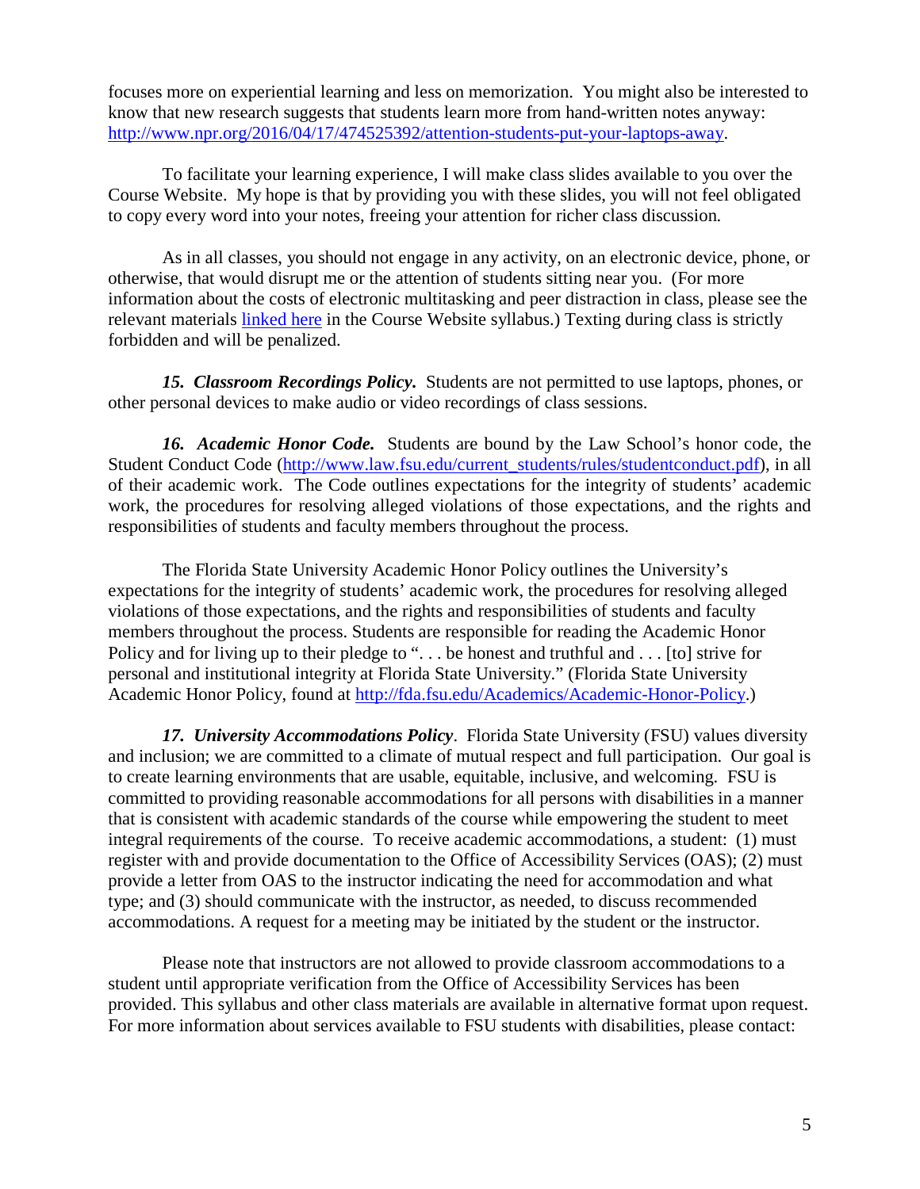focuses more on experiential learning and less on memorization. You might also be interested to know that new research suggests that students learn more from hand-written notes anyway: [http://www.npr.org/2016/04/17/474525392/attention-students-put-your-laptops-away](http://www.npr.org/2016/04/17/474525392/attention-students-put-your-laptops-away).

To facilitate your learning experience, I will make class slides available to you over the Course Website. My hope is that by providing you with these slides, you will not feel obligated to copy every word into your notes, freeing your attention for richer class discussion.

As in all classes, you should not engage in any activity, on an electronic device, phone, or otherwise, that would disrupt me or the attention of students sitting near you. (For more information about the costs of electronic multitasking and peer distraction in class, please see the relevant materials linked here in the Course Website syllabus.) Texting during class is strictly forbidden and will be penalized.

***15. Classroom Recordings Policy.*** Students are not permitted to use laptops, phones, or other personal devices to make audio or video recordings of class sessions.

***16. Academic Honor Code.*** Students are bound by the Law School's honor code, the Student Conduct Code ([http://www.law.fsu.edu/current_students/rules/studentconduct.pdf](http://www.law.fsu.edu/current_students/rules/studentconduct.pdf)), in all of their academic work. The Code outlines expectations for the integrity of students' academic work, the procedures for resolving alleged violations of those expectations, and the rights and responsibilities of students and faculty members throughout the process.

The Florida State University Academic Honor Policy outlines the University's expectations for the integrity of students' academic work, the procedures for resolving alleged violations of those expectations, and the rights and responsibilities of students and faculty members throughout the process. Students are responsible for reading the Academic Honor Policy and for living up to their pledge to ". . . be honest and truthful and . . . [to] strive for personal and institutional integrity at Florida State University." (Florida State University Academic Honor Policy, found at [http://fda.fsu.edu/Academics/Academic-Honor-Policy](http://fda.fsu.edu/Academics/Academic-Honor-Policy).)

***17. University Accommodations Policy***. Florida State University (FSU) values diversity and inclusion; we are committed to a climate of mutual respect and full participation. Our goal is to create learning environments that are usable, equitable, inclusive, and welcoming. FSU is committed to providing reasonable accommodations for all persons with disabilities in a manner that is consistent with academic standards of the course while empowering the student to meet integral requirements of the course. To receive academic accommodations, a student: (1) must register with and provide documentation to the Office of Accessibility Services (OAS); (2) must provide a letter from OAS to the instructor indicating the need for accommodation and what type; and (3) should communicate with the instructor, as needed, to discuss recommended accommodations. A request for a meeting may be initiated by the student or the instructor.

Please note that instructors are not allowed to provide classroom accommodations to a student until appropriate verification from the Office of Accessibility Services has been provided. This syllabus and other class materials are available in alternative format upon request. For more information about services available to FSU students with disabilities, please contact: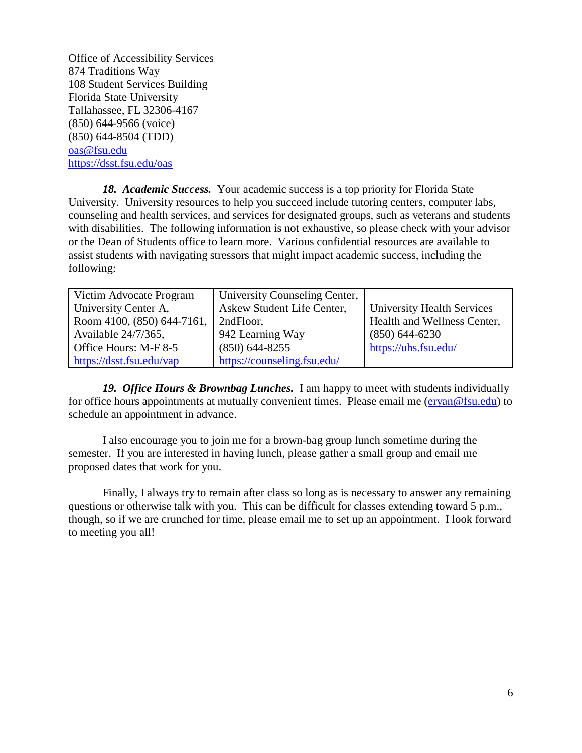Office of Accessibility Services
874 Traditions Way
108 Student Services Building
Florida State University
Tallahassee, FL 32306-4167
(850) 644-9566 (voice)
(850) 644-8504 (TDD)
oas@fsu.edu
https://dsst.fsu.edu/oas

***18. Academic Success.*** Your academic success is a top priority for Florida State University. University resources to help you succeed include tutoring centers, computer labs, counseling and health services, and services for designated groups, such as veterans and students with disabilities. The following information is not exhaustive, so please check with your advisor or the Dean of Students office to learn more. Various confidential resources are available to assist students with navigating stressors that might impact academic success, including the following:

| Victim Advocate Program<br>University Center A,<br>Room 4100, (850) 644-7161,<br>Available 24/7/365,<br>Office Hours: M-F 8-5<br>https://dsst.fsu.edu/vap | University Counseling Center,<br>Askew Student Life Center,<br>2ndFloor,<br>942 Learning Way<br>(850) 644-8255<br>https://counseling.fsu.edu/ | University Health Services<br>Health and Wellness Center,<br>(850) 644-6230<br>https://uhs.fsu.edu/ |
|---|---|---|

***19. Office Hours & Brownbag Lunches.*** I am happy to meet with students individually for office hours appointments at mutually convenient times. Please email me (eryan@fsu.edu) to schedule an appointment in advance.

I also encourage you to join me for a brown-bag group lunch sometime during the semester. If you are interested in having lunch, please gather a small group and email me proposed dates that work for you.

Finally, I always try to remain after class so long as is necessary to answer any remaining questions or otherwise talk with you. This can be difficult for classes extending toward 5 p.m., though, so if we are crunched for time, please email me to set up an appointment. I look forward to meeting you all!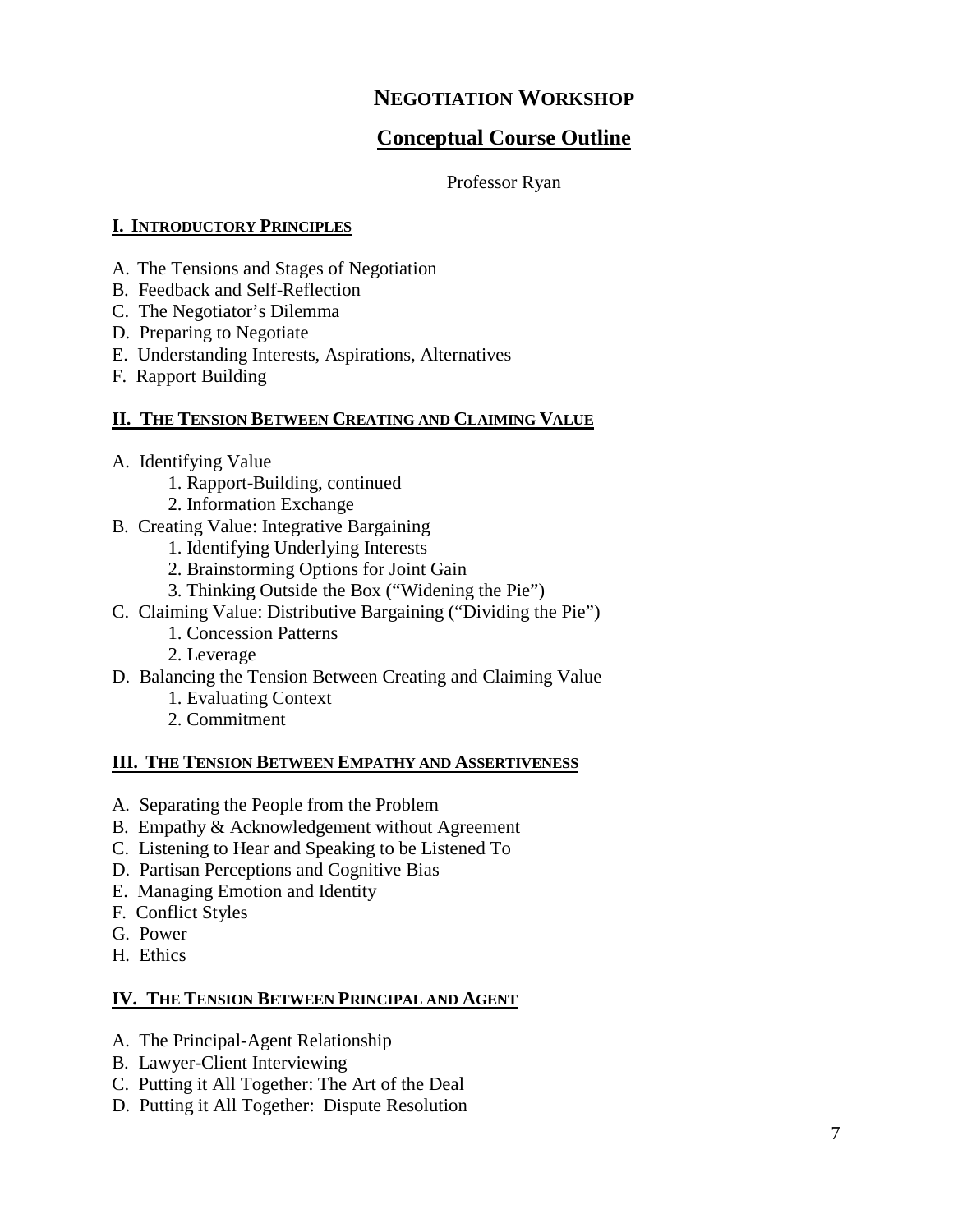# NEGOTIATION WORKSHOP

## Conceptual Course Outline

Professor Ryan

### I. INTRODUCTORY PRINCIPLES

A. The Tensions and Stages of Negotiation
B. Feedback and Self-Reflection
C. The Negotiator's Dilemma
D. Preparing to Negotiate
E. Understanding Interests, Aspirations, Alternatives
F. Rapport Building

### II. THE TENSION BETWEEN CREATING AND CLAIMING VALUE

A. Identifying Value
   1. Rapport-Building, continued
   2. Information Exchange
B. Creating Value: Integrative Bargaining
   1. Identifying Underlying Interests
   2. Brainstorming Options for Joint Gain
   3. Thinking Outside the Box ("Widening the Pie")
C. Claiming Value: Distributive Bargaining ("Dividing the Pie")
   1. Concession Patterns
   2. Leverage
D. Balancing the Tension Between Creating and Claiming Value
   1. Evaluating Context
   2. Commitment

### III. THE TENSION BETWEEN EMPATHY AND ASSERTIVENESS

A. Separating the People from the Problem
B. Empathy & Acknowledgement without Agreement
C. Listening to Hear and Speaking to be Listened To
D. Partisan Perceptions and Cognitive Bias
E. Managing Emotion and Identity
F. Conflict Styles
G. Power
H. Ethics

### IV. THE TENSION BETWEEN PRINCIPAL AND AGENT

A. The Principal-Agent Relationship
B. Lawyer-Client Interviewing
C. Putting it All Together: The Art of the Deal
D. Putting it All Together: Dispute Resolution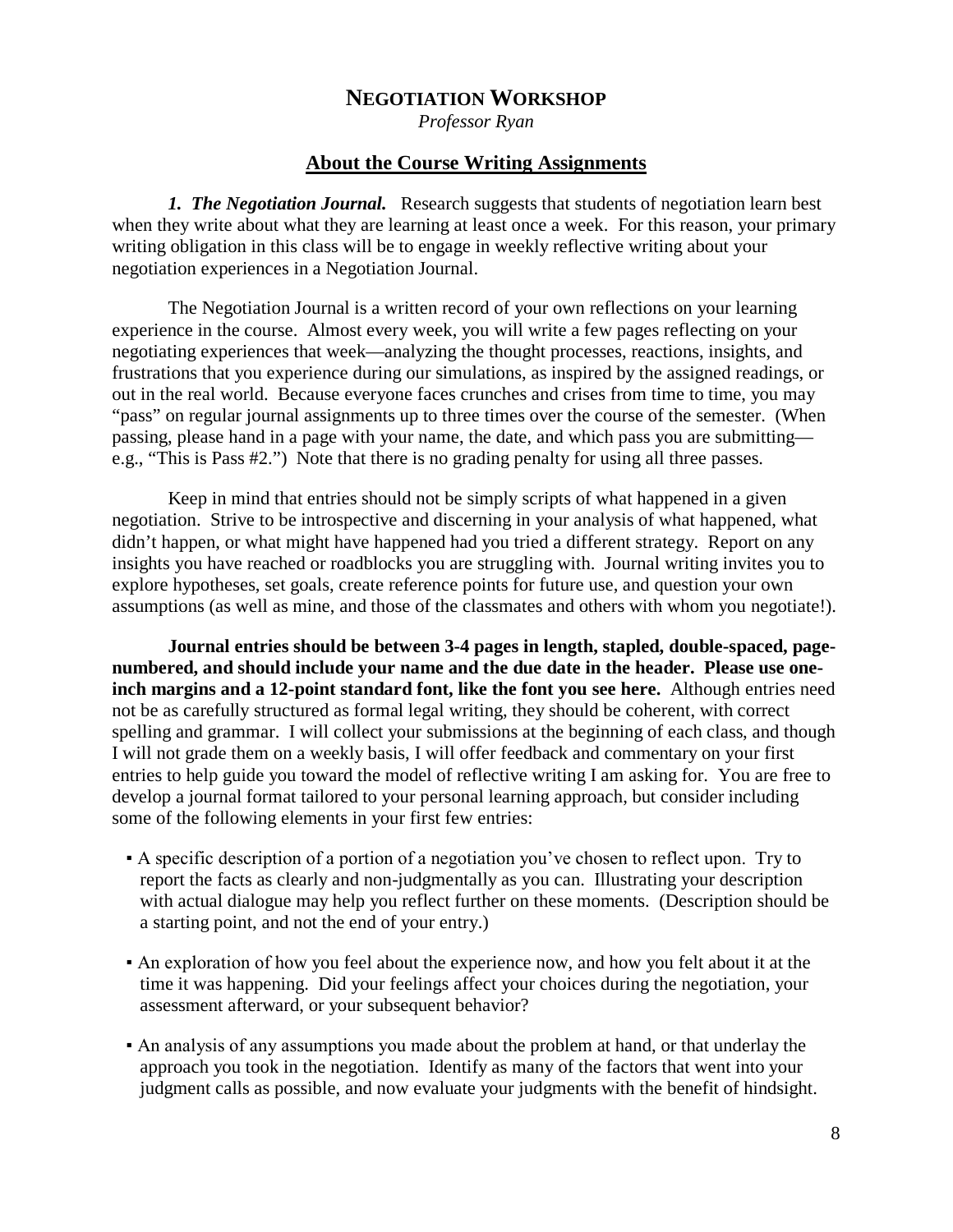# NEGOTIATION WORKSHOP

*Professor Ryan*

## About the Course Writing Assignments

***1. The Negotiation Journal.*** Research suggests that students of negotiation learn best when they write about what they are learning at least once a week. For this reason, your primary writing obligation in this class will be to engage in weekly reflective writing about your negotiation experiences in a Negotiation Journal.

The Negotiation Journal is a written record of your own reflections on your learning experience in the course. Almost every week, you will write a few pages reflecting on your negotiating experiences that week—analyzing the thought processes, reactions, insights, and frustrations that you experience during our simulations, as inspired by the assigned readings, or out in the real world. Because everyone faces crunches and crises from time to time, you may "pass" on regular journal assignments up to three times over the course of the semester. (When passing, please hand in a page with your name, the date, and which pass you are submitting—e.g., "This is Pass #2.") Note that there is no grading penalty for using all three passes.

Keep in mind that entries should not be simply scripts of what happened in a given negotiation. Strive to be introspective and discerning in your analysis of what happened, what didn't happen, or what might have happened had you tried a different strategy. Report on any insights you have reached or roadblocks you are struggling with. Journal writing invites you to explore hypotheses, set goals, create reference points for future use, and question your own assumptions (as well as mine, and those of the classmates and others with whom you negotiate!).

**Journal entries should be between 3-4 pages in length, stapled, double-spaced, page-numbered, and should include your name and the due date in the header. Please use one-inch margins and a 12-point standard font, like the font you see here.** Although entries need not be as carefully structured as formal legal writing, they should be coherent, with correct spelling and grammar. I will collect your submissions at the beginning of each class, and though I will not grade them on a weekly basis, I will offer feedback and commentary on your first entries to help guide you toward the model of reflective writing I am asking for. You are free to develop a journal format tailored to your personal learning approach, but consider including some of the following elements in your first few entries:

- A specific description of a portion of a negotiation you've chosen to reflect upon. Try to report the facts as clearly and non-judgmentally as you can. Illustrating your description with actual dialogue may help you reflect further on these moments. (Description should be a starting point, and not the end of your entry.)
- An exploration of how you feel about the experience now, and how you felt about it at the time it was happening. Did your feelings affect your choices during the negotiation, your assessment afterward, or your subsequent behavior?
- An analysis of any assumptions you made about the problem at hand, or that underlay the approach you took in the negotiation. Identify as many of the factors that went into your judgment calls as possible, and now evaluate your judgments with the benefit of hindsight.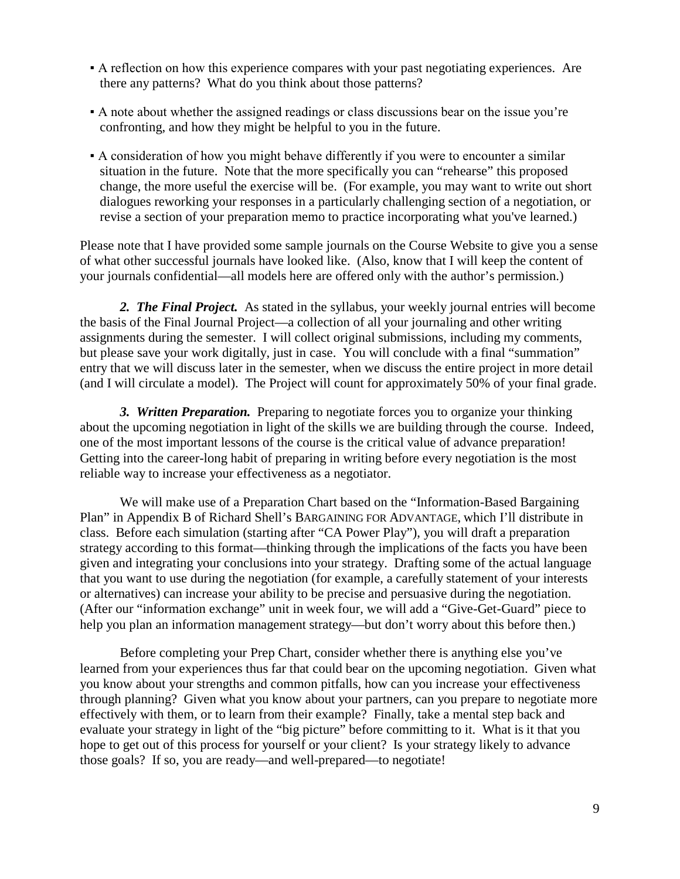- A reflection on how this experience compares with your past negotiating experiences. Are there any patterns? What do you think about those patterns?

- A note about whether the assigned readings or class discussions bear on the issue you're confronting, and how they might be helpful to you in the future.

- A consideration of how you might behave differently if you were to encounter a similar situation in the future. Note that the more specifically you can "rehearse" this proposed change, the more useful the exercise will be. (For example, you may want to write out short dialogues reworking your responses in a particularly challenging section of a negotiation, or revise a section of your preparation memo to practice incorporating what you've learned.)

Please note that I have provided some sample journals on the Course Website to give you a sense of what other successful journals have looked like. (Also, know that I will keep the content of your journals confidential—all models here are offered only with the author's permission.)

***2. The Final Project.*** As stated in the syllabus, your weekly journal entries will become the basis of the Final Journal Project—a collection of all your journaling and other writing assignments during the semester. I will collect original submissions, including my comments, but please save your work digitally, just in case. You will conclude with a final "summation" entry that we will discuss later in the semester, when we discuss the entire project in more detail (and I will circulate a model). The Project will count for approximately 50% of your final grade.

***3. Written Preparation.*** Preparing to negotiate forces you to organize your thinking about the upcoming negotiation in light of the skills we are building through the course. Indeed, one of the most important lessons of the course is the critical value of advance preparation! Getting into the career-long habit of preparing in writing before every negotiation is the most reliable way to increase your effectiveness as a negotiator.

We will make use of a Preparation Chart based on the "Information-Based Bargaining Plan" in Appendix B of Richard Shell's BARGAINING FOR ADVANTAGE, which I'll distribute in class. Before each simulation (starting after "CA Power Play"), you will draft a preparation strategy according to this format—thinking through the implications of the facts you have been given and integrating your conclusions into your strategy. Drafting some of the actual language that you want to use during the negotiation (for example, a carefully statement of your interests or alternatives) can increase your ability to be precise and persuasive during the negotiation. (After our "information exchange" unit in week four, we will add a "Give-Get-Guard" piece to help you plan an information management strategy—but don't worry about this before then.)

Before completing your Prep Chart, consider whether there is anything else you've learned from your experiences thus far that could bear on the upcoming negotiation. Given what you know about your strengths and common pitfalls, how can you increase your effectiveness through planning? Given what you know about your partners, can you prepare to negotiate more effectively with them, or to learn from their example? Finally, take a mental step back and evaluate your strategy in light of the "big picture" before committing to it. What is it that you hope to get out of this process for yourself or your client? Is your strategy likely to advance those goals? If so, you are ready—and well-prepared—to negotiate!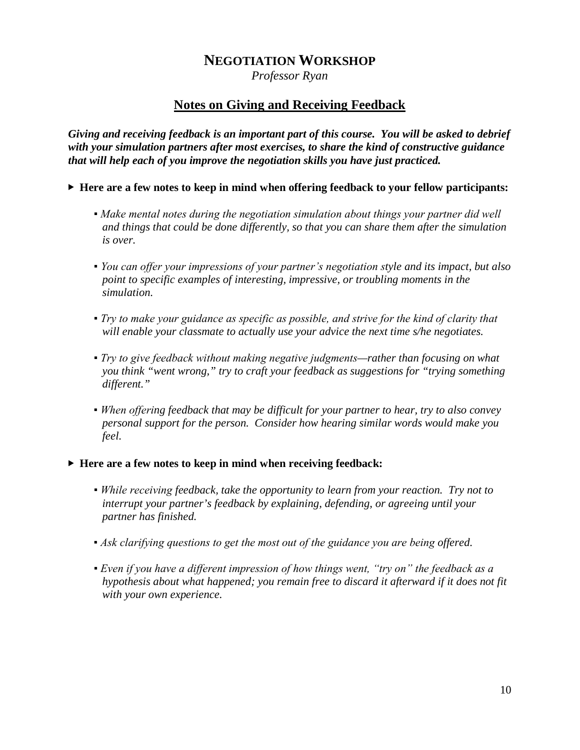# NEGOTIATION WORKSHOP

*Professor Ryan*

## Notes on Giving and Receiving Feedback

***Giving and receiving feedback is an important part of this course. You will be asked to debrief with your simulation partners after most exercises, to share the kind of constructive guidance that will help each of you improve the negotiation skills you have just practiced.***

▸ **Here are a few notes to keep in mind when offering feedback to your fellow participants:**

- *Make mental notes during the negotiation simulation about things your partner did well and things that could be done differently, so that you can share them after the simulation is over.*
- *You can offer your impressions of your partner's negotiation style and its impact, but also point to specific examples of interesting, impressive, or troubling moments in the simulation.*
- *Try to make your guidance as specific as possible, and strive for the kind of clarity that will enable your classmate to actually use your advice the next time s/he negotiates.*
- *Try to give feedback without making negative judgments—rather than focusing on what you think "went wrong," try to craft your feedback as suggestions for "trying something different."*
- *When offering feedback that may be difficult for your partner to hear, try to also convey personal support for the person. Consider how hearing similar words would make you feel.*

▸ **Here are a few notes to keep in mind when receiving feedback:**

- *While receiving feedback, take the opportunity to learn from your reaction. Try not to interrupt your partner's feedback by explaining, defending, or agreeing until your partner has finished.*
- *Ask clarifying questions to get the most out of the guidance you are being offered.*
- *Even if you have a different impression of how things went, "try on" the feedback as a hypothesis about what happened; you remain free to discard it afterward if it does not fit with your own experience.*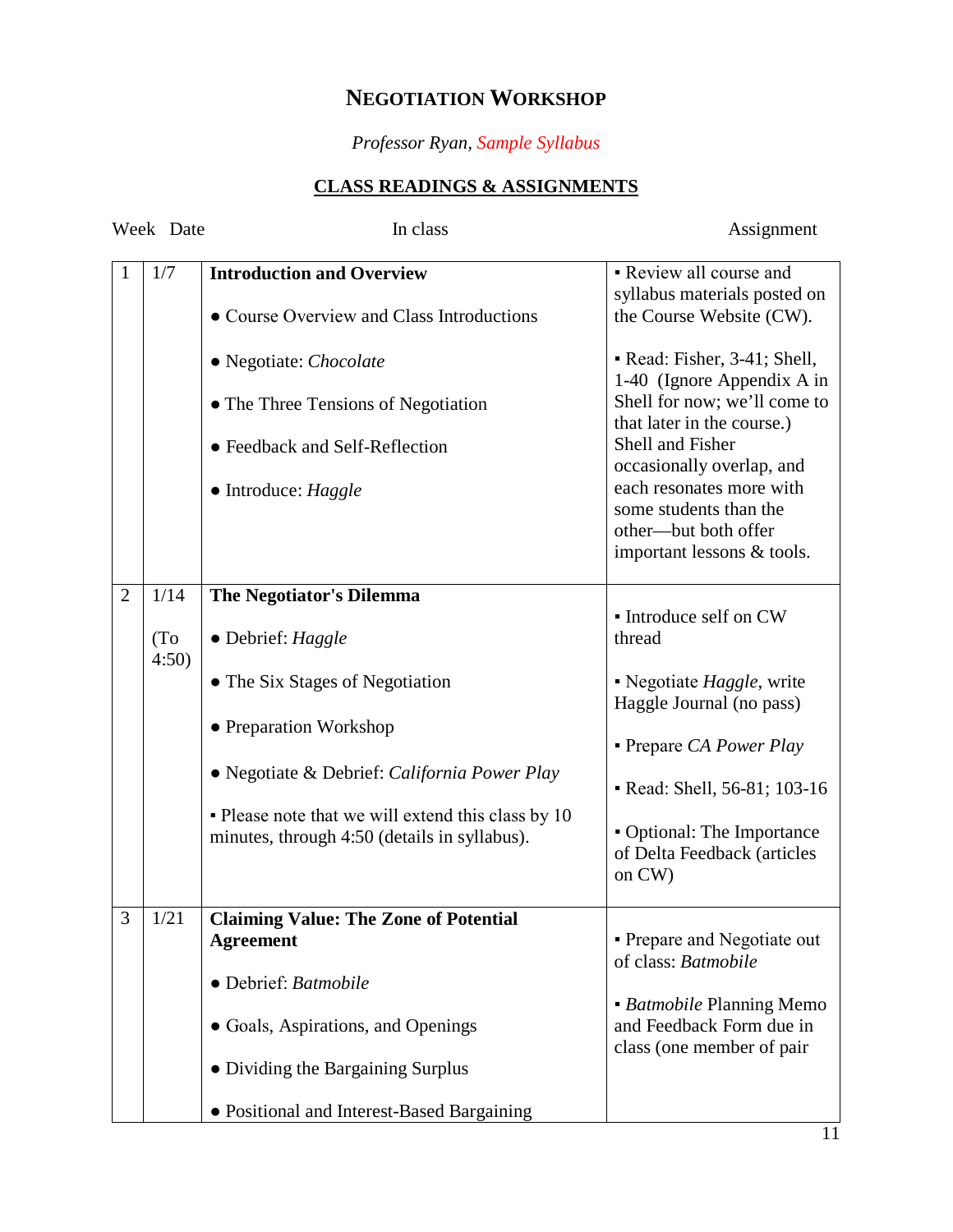# NEGOTIATION WORKSHOP

*Professor Ryan, Sample Syllabus*

## CLASS READINGS & ASSIGNMENTS

| Week | Date | In class | Assignment |
|---|---|---|---|
| 1 | 1/7 | **Introduction and Overview**<br><br>● Course Overview and Class Introductions<br><br>● Negotiate: *Chocolate*<br><br>● The Three Tensions of Negotiation<br><br>● Feedback and Self-Reflection<br><br>● Introduce: *Haggle* | ▪ Review all course and syllabus materials posted on the Course Website (CW).<br><br>▪ Read: Fisher, 3-41; Shell, 1-40 (Ignore Appendix A in Shell for now; we'll come to that later in the course.) Shell and Fisher occasionally overlap, and each resonates more with some students than the other—but both offer important lessons & tools. |
| 2 | 1/14<br><br>(To 4:50) | **The Negotiator's Dilemma**<br><br>● Debrief: *Haggle*<br><br>● The Six Stages of Negotiation<br><br>● Preparation Workshop<br><br>● Negotiate & Debrief: *California Power Play*<br><br>▪ Please note that we will extend this class by 10 minutes, through 4:50 (details in syllabus). | ▪ Introduce self on CW thread<br><br>▪ Negotiate *Haggle*, write Haggle Journal (no pass)<br><br>▪ Prepare *CA Power Play*<br><br>▪ Read: Shell, 56-81; 103-16<br><br>▪ Optional: The Importance of Delta Feedback (articles on CW) |
| 3 | 1/21 | **Claiming Value: The Zone of Potential Agreement**<br><br>● Debrief: *Batmobile*<br><br>● Goals, Aspirations, and Openings<br><br>● Dividing the Bargaining Surplus<br><br>● Positional and Interest-Based Bargaining | ▪ Prepare and Negotiate out of class: *Batmobile*<br><br>▪ *Batmobile* Planning Memo and Feedback Form due in class (one member of pair |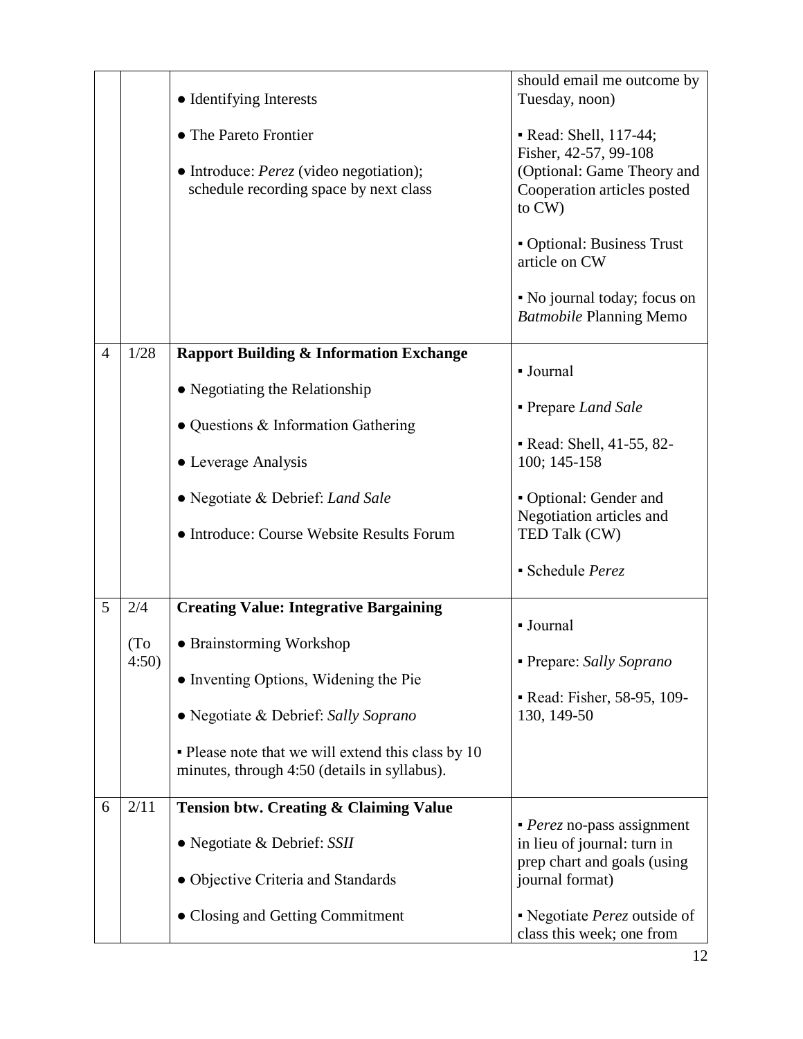| | | | |
|---|---|---|---|
| | | ● Identifying Interests<br><br>● The Pareto Frontier<br><br>● Introduce: *Perez* (video negotiation); schedule recording space by next class | should email me outcome by Tuesday, noon)<br><br>▪ Read: Shell, 117-44; Fisher, 42-57, 99-108 (Optional: Game Theory and Cooperation articles posted to CW)<br><br>▪ Optional: Business Trust article on CW<br><br>▪ No journal today; focus on *Batmobile* Planning Memo |
| 4 | 1/28 | **Rapport Building & Information Exchange**<br><br>● Negotiating the Relationship<br><br>● Questions & Information Gathering<br><br>● Leverage Analysis<br><br>● Negotiate & Debrief: *Land Sale*<br><br>● Introduce: Course Website Results Forum | ▪ Journal<br><br>▪ Prepare *Land Sale*<br><br>▪ Read: Shell, 41-55, 82-100; 145-158<br><br>▪ Optional: Gender and Negotiation articles and TED Talk (CW)<br><br>▪ Schedule *Perez* |
| 5 | 2/4<br><br>(To 4:50) | **Creating Value: Integrative Bargaining**<br><br>● Brainstorming Workshop<br><br>● Inventing Options, Widening the Pie<br><br>● Negotiate & Debrief: *Sally Soprano*<br><br>▪ Please note that we will extend this class by 10 minutes, through 4:50 (details in syllabus). | ▪ Journal<br><br>▪ Prepare: *Sally Soprano*<br><br>▪ Read: Fisher, 58-95, 109-130, 149-50 |
| 6 | 2/11 | **Tension btw. Creating & Claiming Value**<br><br>● Negotiate & Debrief: *SSII*<br><br>● Objective Criteria and Standards<br><br>● Closing and Getting Commitment | ▪ *Perez* no-pass assignment in lieu of journal: turn in prep chart and goals (using journal format)<br><br>▪ Negotiate *Perez* outside of class this week; one from |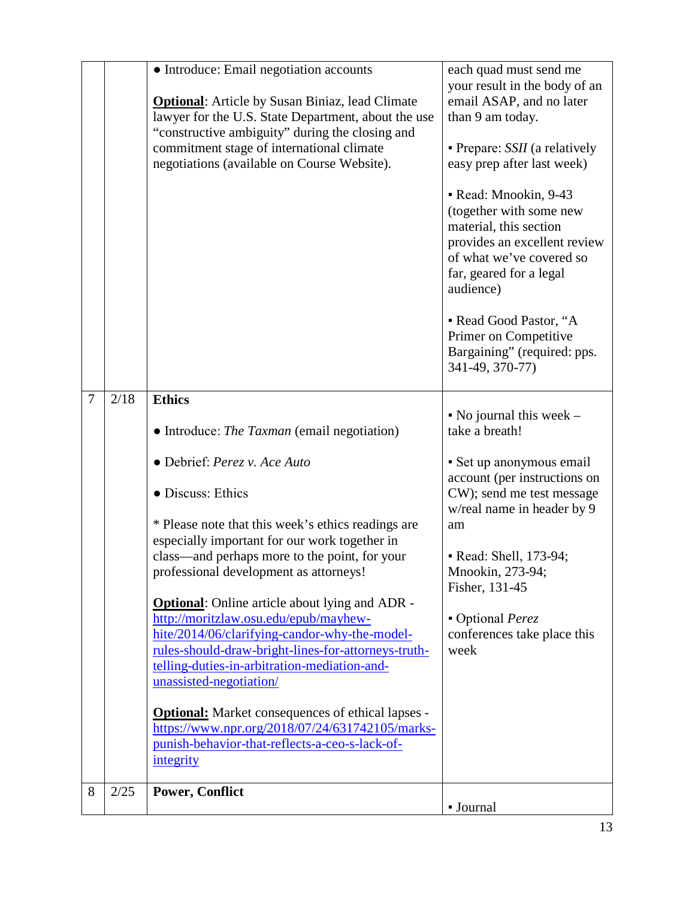| | | | |
|---|---|---|---|
| | | ● Introduce: Email negotiation accounts<br><br>**<u>Optional</u>**: Article by Susan Biniaz, lead Climate lawyer for the U.S. State Department, about the use "constructive ambiguity" during the closing and commitment stage of international climate negotiations (available on Course Website). | each quad must send me your result in the body of an email ASAP, and no later than 9 am today.<br><br>▪ Prepare: *SSII* (a relatively easy prep after last week)<br><br>▪ Read: Mnookin, 9-43 (together with some new material, this section provides an excellent review of what we've covered so far, geared for a legal audience)<br><br>▪ Read Good Pastor, "A Primer on Competitive Bargaining" (required: pps. 341-49, 370-77) |
| 7 | 2/18 | **Ethics**<br><br>● Introduce: *The Taxman* (email negotiation)<br><br>● Debrief: *Perez v. Ace Auto*<br><br>● Discuss: Ethics<br><br>* Please note that this week's ethics readings are especially important for our work together in class—and perhaps more to the point, for your professional development as attorneys!<br><br>**<u>Optional</u>**: Online article about lying and ADR - http://moritzlaw.osu.edu/epub/mayhew-hite/2014/06/clarifying-candor-why-the-model-rules-should-draw-bright-lines-for-attorneys-truth-telling-duties-in-arbitration-mediation-and-unassisted-negotiation/<br><br>**<u>Optional:</u>** Market consequences of ethical lapses - https://www.npr.org/2018/07/24/631742105/marks-punish-behavior-that-reflects-a-ceo-s-lack-of-integrity | ▪ No journal this week – take a breath!<br><br>▪ Set up anonymous email account (per instructions on CW); send me test message w/real name in header by 9 am<br><br>▪ Read: Shell, 173-94; Mnookin, 273-94; Fisher, 131-45<br><br>▪ Optional *Perez* conferences take place this week |
| 8 | 2/25 | **Power, Conflict** | ▪ Journal |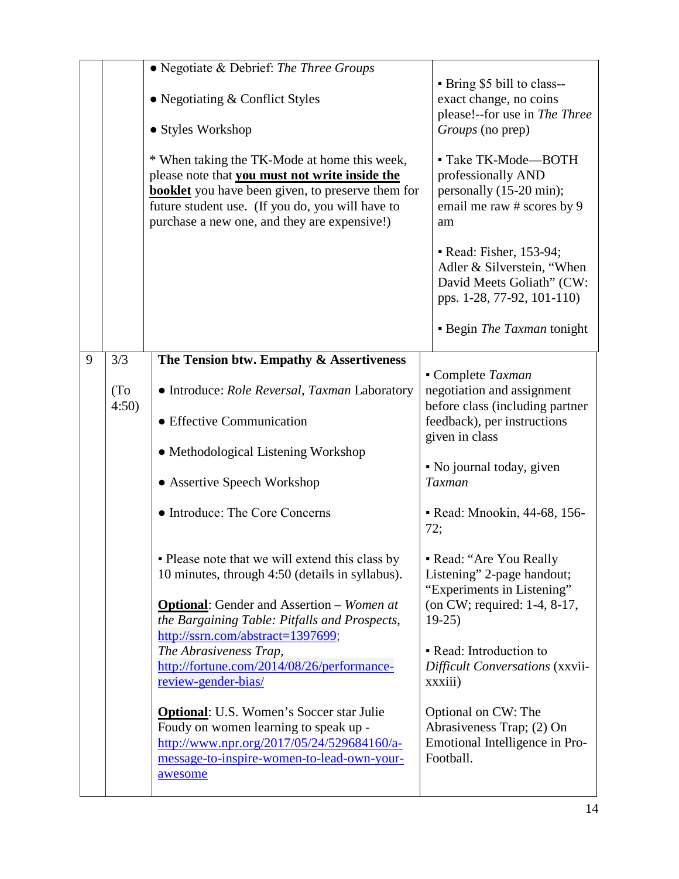| | | | |
|---|---|---|---|
| | | ● Negotiate & Debrief: *The Three Groups*<br><br>● Negotiating & Conflict Styles<br><br>● Styles Workshop<br><br>* When taking the TK-Mode at home this week, please note that **you must not write inside the booklet** you have been given, to preserve them for future student use. (If you do, you will have to purchase a new one, and they are expensive!) | ▪ Bring $5 bill to class--exact change, no coins please!--for use in *The Three Groups* (no prep)<br><br>▪ Take TK-Mode—BOTH professionally AND personally (15-20 min); email me raw # scores by 9 am<br><br>▪ Read: Fisher, 153-94; Adler & Silverstein, "When David Meets Goliath" (CW: pps. 1-28, 77-92, 101-110)<br><br>▪ Begin *The Taxman* tonight |
| 9 | 3/3<br><br>(To 4:50) | **The Tension btw. Empathy & Assertiveness**<br><br>● Introduce: *Role Reversal*, *Taxman* Laboratory<br><br>● Effective Communication<br><br>● Methodological Listening Workshop<br><br>● Assertive Speech Workshop<br><br>● Introduce: The Core Concerns<br><br>▪ Please note that we will extend this class by 10 minutes, through 4:50 (details in syllabus).<br><br>**Optional**: Gender and Assertion – *Women at the Bargaining Table: Pitfalls and Prospects*, http://ssrn.com/abstract=1397699; *The Abrasiveness Trap*, http://fortune.com/2014/08/26/performance-review-gender-bias/<br><br>**Optional**: U.S. Women's Soccer star Julie Foudy on women learning to speak up - http://www.npr.org/2017/05/24/529684160/a-message-to-inspire-women-to-lead-own-your-awesome | ▪ Complete *Taxman* negotiation and assignment before class (including partner feedback), per instructions given in class<br><br>▪ No journal today, given *Taxman*<br><br>▪ Read: Mnookin, 44-68, 156-72;<br><br>▪ Read: "Are You Really Listening" 2-page handout; "Experiments in Listening" (on CW; required: 1-4, 8-17, 19-25)<br><br>▪ Read: Introduction to *Difficult Conversations* (xxvii-xxxiii)<br><br>Optional on CW: The Abrasiveness Trap; (2) On Emotional Intelligence in Pro-Football. |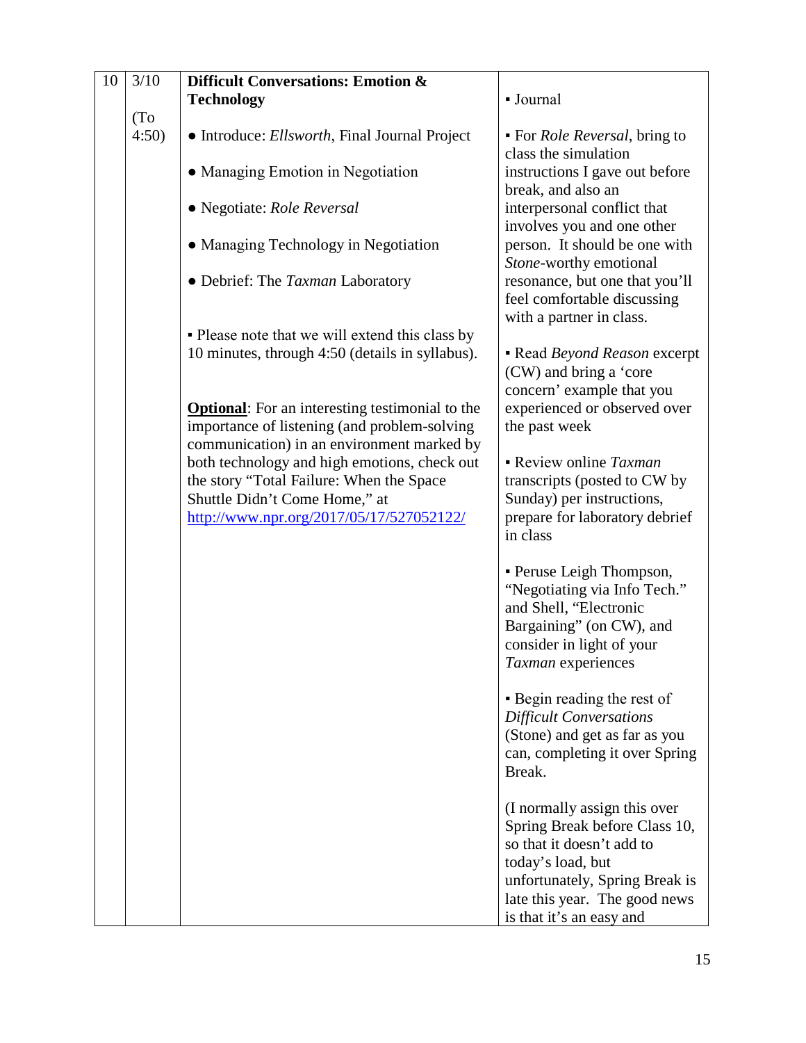| 10 | 3/10<br><br>(To 4:50) | **Difficult Conversations: Emotion & Technology**<br><br>● Introduce: *Ellsworth*, Final Journal Project<br><br>● Managing Emotion in Negotiation<br><br>● Negotiate: *Role Reversal*<br><br>● Managing Technology in Negotiation<br><br>● Debrief: The *Taxman* Laboratory<br><br>▪ Please note that we will extend this class by 10 minutes, through 4:50 (details in syllabus).<br><br>**Optional**: For an interesting testimonial to the importance of listening (and problem-solving communication) in an environment marked by both technology and high emotions, check out the story "Total Failure: When the Space Shuttle Didn't Come Home," at http://www.npr.org/2017/05/17/527052122/ | ▪ Journal<br><br>▪ For *Role Reversal*, bring to class the simulation instructions I gave out before break, and also an interpersonal conflict that involves you and one other person. It should be one with *Stone*-worthy emotional resonance, but one that you'll feel comfortable discussing with a partner in class.<br><br>▪ Read *Beyond Reason* excerpt (CW) and bring a 'core concern' example that you experienced or observed over the past week<br><br>▪ Review online *Taxman* transcripts (posted to CW by Sunday) per instructions, prepare for laboratory debrief in class<br><br>▪ Peruse Leigh Thompson, "Negotiating via Info Tech." and Shell, "Electronic Bargaining" (on CW), and consider in light of your *Taxman* experiences<br><br>▪ Begin reading the rest of *Difficult Conversations* (Stone) and get as far as you can, completing it over Spring Break.<br><br>(I normally assign this over Spring Break before Class 10, so that it doesn't add to today's load, but unfortunately, Spring Break is late this year. The good news is that it's an easy and |
|---|---|---|---|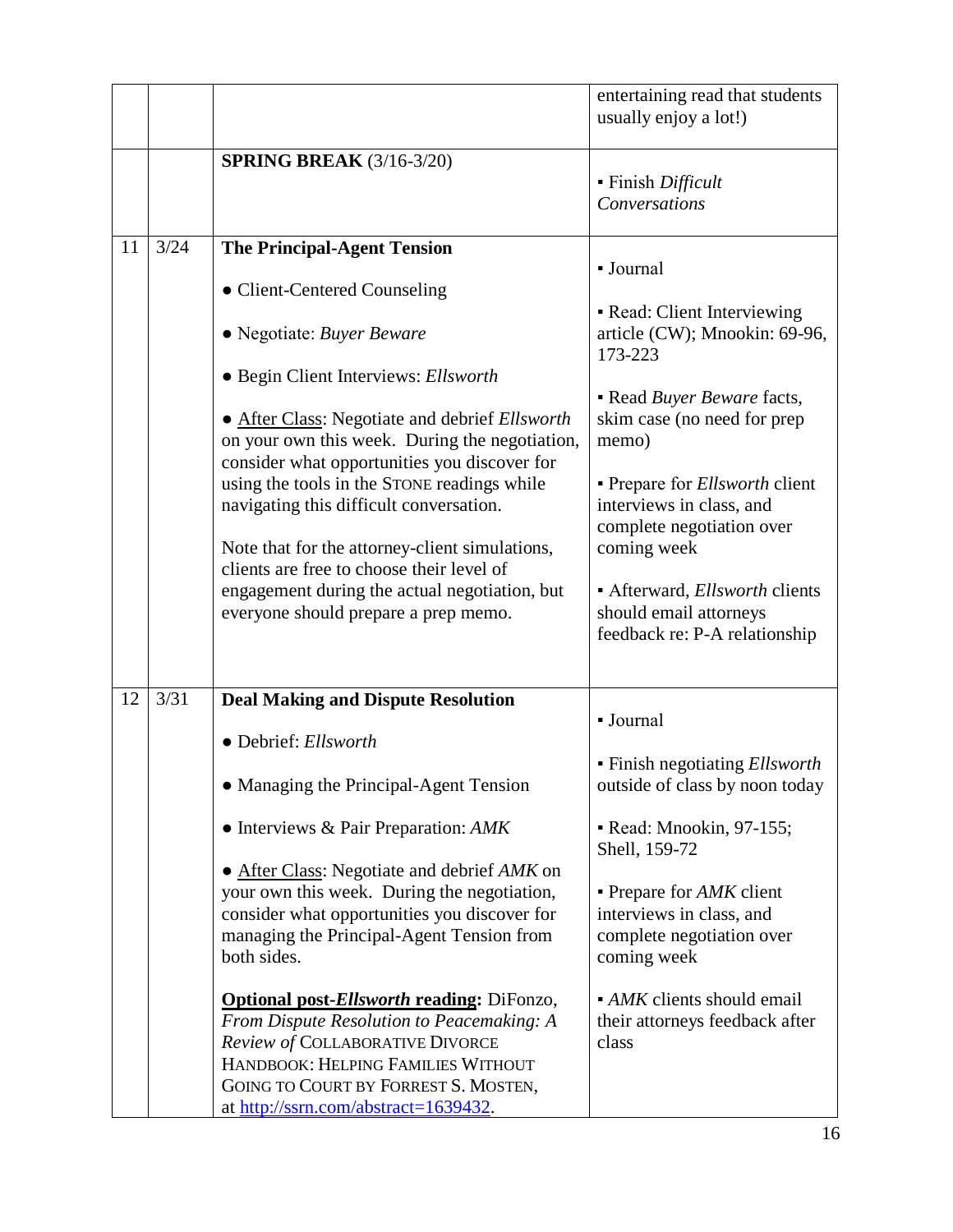| | | | |
|---|---|---|---|
| | | | entertaining read that students usually enjoy a lot!) |
| | | **SPRING BREAK** (3/16-3/20) | ▪ Finish *Difficult Conversations* |
| 11 | 3/24 | **The Principal-Agent Tension**<br><br>● Client-Centered Counseling<br><br>● Negotiate: *Buyer Beware*<br><br>● Begin Client Interviews: *Ellsworth*<br><br>● <u>After Class</u>: Negotiate and debrief *Ellsworth* on your own this week. During the negotiation, consider what opportunities you discover for using the tools in the STONE readings while navigating this difficult conversation.<br><br>Note that for the attorney-client simulations, clients are free to choose their level of engagement during the actual negotiation, but everyone should prepare a prep memo. | ▪ Journal<br><br>▪ Read: Client Interviewing article (CW); Mnookin: 69-96, 173-223<br><br>▪ Read *Buyer Beware* facts, skim case (no need for prep memo)<br><br>▪ Prepare for *Ellsworth* client interviews in class, and complete negotiation over coming week<br><br>▪ Afterward, *Ellsworth* clients should email attorneys feedback re: P-A relationship |
| 12 | 3/31 | **Deal Making and Dispute Resolution**<br><br>● Debrief: *Ellsworth*<br><br>● Managing the Principal-Agent Tension<br><br>● Interviews & Pair Preparation: *AMK*<br><br>● <u>After Class</u>: Negotiate and debrief *AMK* on your own this week. During the negotiation, consider what opportunities you discover for managing the Principal-Agent Tension from both sides.<br><br>**<u>Optional post-*Ellsworth* reading</u>:** DiFonzo, *From Dispute Resolution to Peacemaking: A Review of* COLLABORATIVE DIVORCE HANDBOOK: HELPING FAMILIES WITHOUT GOING TO COURT BY FORREST S. MOSTEN, at http://ssrn.com/abstract=1639432. | ▪ Journal<br><br>▪ Finish negotiating *Ellsworth* outside of class by noon today<br><br>▪ Read: Mnookin, 97-155; Shell, 159-72<br><br>▪ Prepare for *AMK* client interviews in class, and complete negotiation over coming week<br><br>▪ *AMK* clients should email their attorneys feedback after class |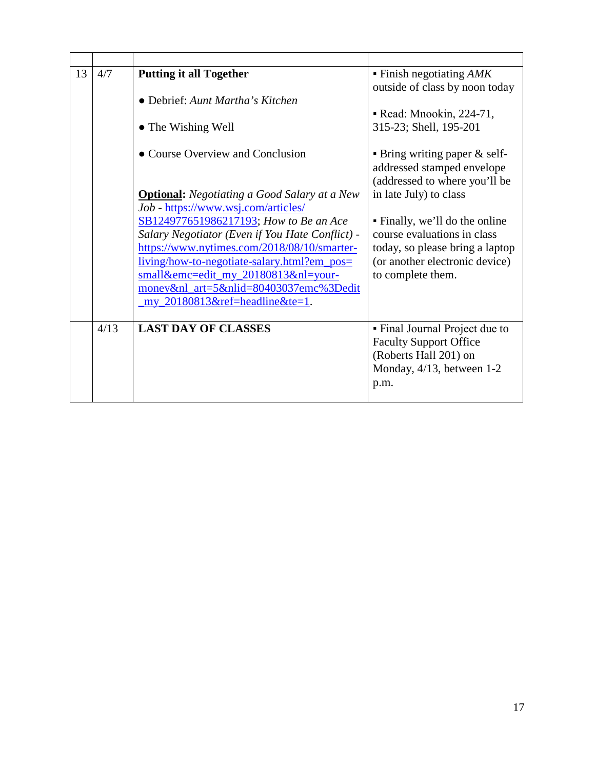| | | | |
|---|---|---|---|
| 13 | 4/7 | **Putting it all Together**<br><br>● Debrief: *Aunt Martha's Kitchen*<br><br>● The Wishing Well<br><br>● Course Overview and Conclusion<br><br><br>**<u>Optional</u>:** *Negotiating a Good Salary at a New Job* - [https://www.wsj.com/articles/SB124977651986217193](https://www.wsj.com/articles/SB124977651986217193); *How to Be an Ace Salary Negotiator (Even if You Hate Conflict)* - [https://www.nytimes.com/2018/08/10/smarter-living/how-to-negotiate-salary.html?em_pos=small&emc=edit_my_20180813&nl=your-money&nl_art=5&nlid=80403037emc%3Dedit_my_20180813&ref=headline&te=1](https://www.nytimes.com/2018/08/10/smarter-living/how-to-negotiate-salary.html?em_pos=small&emc=edit_my_20180813&nl=your-money&nl_art=5&nlid=80403037emc%3Dedit_my_20180813&ref=headline&te=1). | ▪ Finish negotiating *AMK* outside of class by noon today<br><br>▪ Read: Mnookin, 224-71, 315-23; Shell, 195-201<br><br>▪ Bring writing paper & self-addressed stamped envelope (addressed to where you'll be in late July) to class<br><br>▪ Finally, we'll do the online course evaluations in class today, so please bring a laptop (or another electronic device) to complete them. |
| | 4/13 | **LAST DAY OF CLASSES** | ▪ Final Journal Project due to Faculty Support Office (Roberts Hall 201) on Monday, 4/13, between 1-2 p.m. |